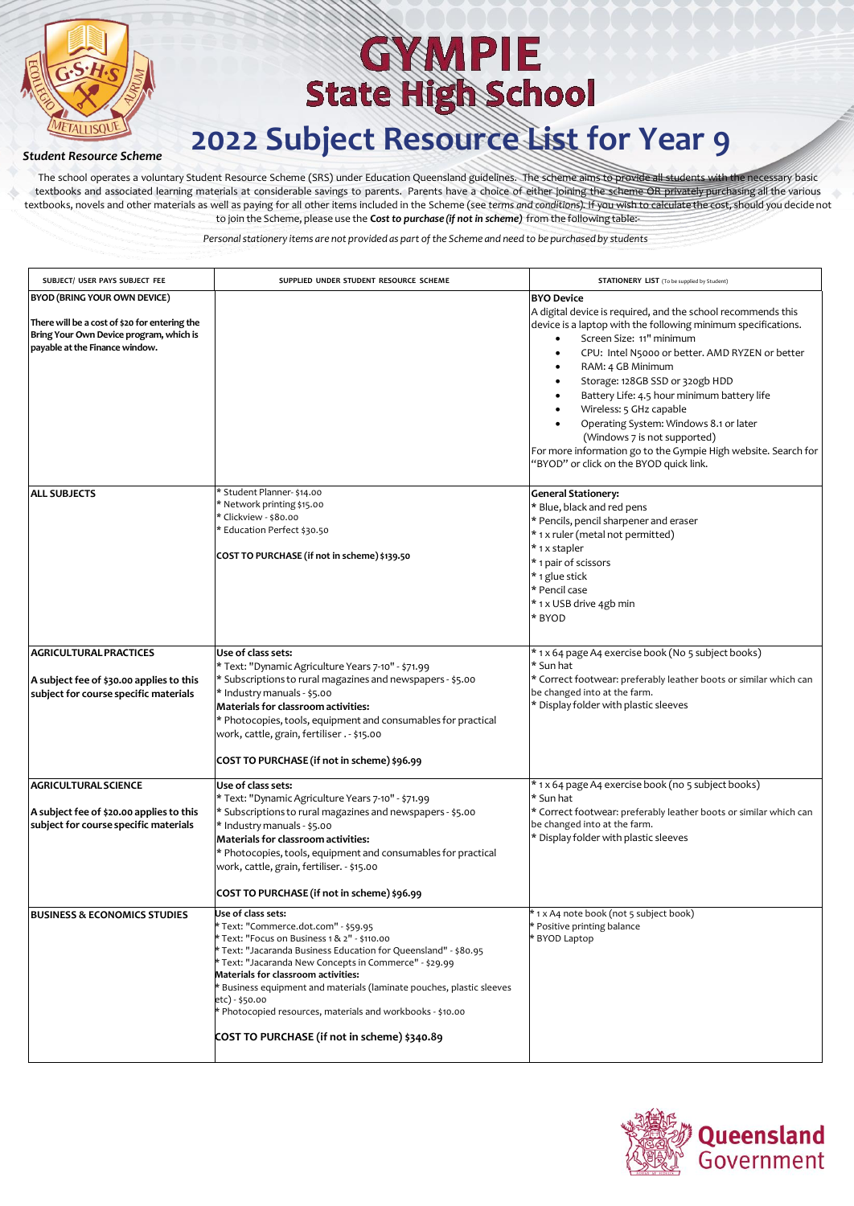# GYMPIE State High School

# 2022 Subject Resource List for Year 9

***Student Resource Scheme***

The school operates a voluntary Student Resource Scheme (SRS) under Education Queensland guidelines. The scheme aims to provide all students with the necessary basic textbooks and associated learning materials at considerable savings to parents. Parents have a choice of either joining the scheme OR privately purchasing all the various textbooks, novels and other materials as well as paying for all other items included in the Scheme (see *terms and conditions).* If you wish to calculate the cost, should you decide not to join the Scheme, please use the ***Cost to purchase (if not in scheme)*** from the following table:-

*Personal stationery items are not provided as part of the Scheme and need to be purchased by students*

| SUBJECT/ USER PAYS SUBJECT FEE | SUPPLIED UNDER STUDENT RESOURCE SCHEME | STATIONERY LIST (To be supplied by Student) |
|---|---|---|
| **BYOD (BRING YOUR OWN DEVICE)**<br><br>**There will be a cost of $20 for entering the Bring Your Own Device program, which is payable at the Finance window.** | | **BYO Device**<br>A digital device is required, and the school recommends this device is a laptop with the following minimum specifications.<br>• Screen Size: 11" minimum<br>• CPU: Intel N5000 or better. AMD RYZEN or better<br>• RAM: 4 GB Minimum<br>• Storage: 128GB SSD or 320gb HDD<br>• Battery Life: 4.5 hour minimum battery life<br>• Wireless: 5 GHz capable<br>• Operating System: Windows 8.1 or later (Windows 7 is not supported)<br>For more information go to the Gympie High website. Search for "BYOD" or click on the BYOD quick link. |
| **ALL SUBJECTS** | * Student Planner- $14.00<br>* Network printing $15.00<br>* Clickview - $80.00<br>* Education Perfect $30.50<br><br>**COST TO PURCHASE (if not in scheme) $139.50** | **General Stationery:**<br>* Blue, black and red pens<br>* Pencils, pencil sharpener and eraser<br>* 1 x ruler (metal not permitted)<br>* 1 x stapler<br>* 1 pair of scissors<br>* 1 glue stick<br>* Pencil case<br>* 1 x USB drive 4gb min<br>* BYOD |
| **AGRICULTURAL PRACTICES**<br><br>**A subject fee of $30.00 applies to this subject for course specific materials** | **Use of class sets:**<br>* Text: "Dynamic Agriculture Years 7-10" - $71.99<br>* Subscriptions to rural magazines and newspapers - $5.00<br>* Industry manuals - $5.00<br>**Materials for classroom activities:**<br>* Photocopies, tools, equipment and consumables for practical work, cattle, grain, fertiliser . - $15.00<br><br>**COST TO PURCHASE (if not in scheme) $96.99** | * 1 x 64 page A4 exercise book (No 5 subject books)<br>* Sun hat<br>* Correct footwear: preferably leather boots or similar which can be changed into at the farm.<br>* Display folder with plastic sleeves |
| **AGRICULTURAL SCIENCE**<br><br>**A subject fee of $20.00 applies to this subject for course specific materials** | **Use of class sets:**<br>* Text: "Dynamic Agriculture Years 7-10" - $71.99<br>* Subscriptions to rural magazines and newspapers - $5.00<br>* Industry manuals - $5.00<br>**Materials for classroom activities:**<br>* Photocopies, tools, equipment and consumables for practical work, cattle, grain, fertiliser. - $15.00<br><br>**COST TO PURCHASE (if not in scheme) $96.99** | * 1 x 64 page A4 exercise book (no 5 subject books)<br>* Sun hat<br>* Correct footwear: preferably leather boots or similar which can be changed into at the farm.<br>* Display folder with plastic sleeves |
| **BUSINESS & ECONOMICS STUDIES** | **Use of class sets:**<br>* Text: "Commerce.dot.com" - $59.95<br>* Text: "Focus on Business 1 & 2" - $110.00<br>* Text: "Jacaranda Business Education for Queensland" - $80.95<br>* Text: "Jacaranda New Concepts in Commerce" - $29.99<br>**Materials for classroom activities:**<br>* Business equipment and materials (laminate pouches, plastic sleeves etc) - $50.00<br>* Photocopied resources, materials and workbooks - $10.00<br><br>**COST TO PURCHASE (if not in scheme) $340.89** | * 1 x A4 note book (not 5 subject book)<br>* Positive printing balance<br>* BYOD Laptop |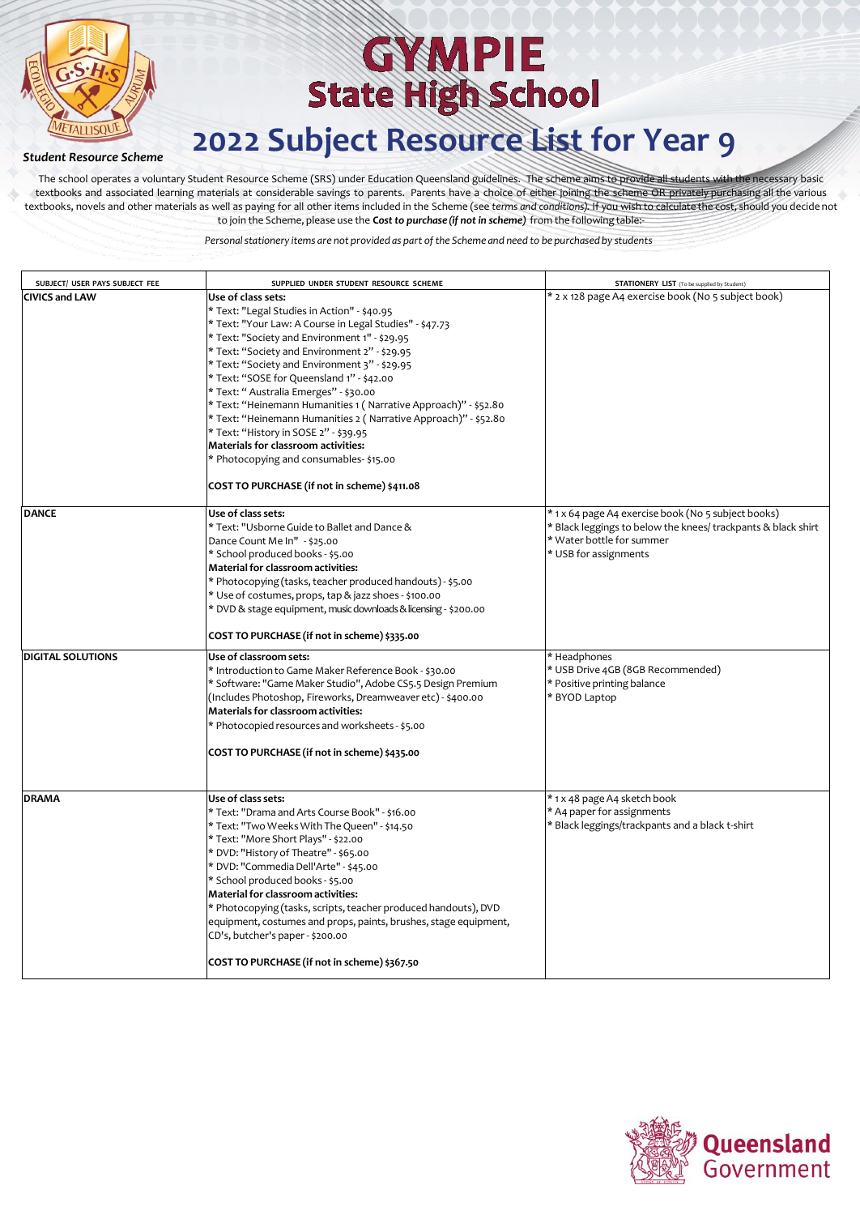# GYMPIE State High School

# 2022 Subject Resource List for Year 9

### Student Resource Scheme

The school operates a voluntary Student Resource Scheme (SRS) under Education Queensland guidelines. The scheme aims to provide all students with the necessary basic textbooks and associated learning materials at considerable savings to parents. Parents have a choice of either joining the scheme OR privately purchasing all the various textbooks, novels and other materials as well as paying for all other items included in the Scheme (see *terms and conditions*). If you wish to calculate the cost, should you decide not to join the Scheme, please use the ***Cost to purchase (if not in scheme)*** from the following table:-

*Personal stationery items are not provided as part of the Scheme and need to be purchased by students*

| SUBJECT/ USER PAYS SUBJECT FEE | SUPPLIED UNDER STUDENT RESOURCE SCHEME | STATIONERY LIST (To be supplied by Student) |
|---|---|---|
| **CIVICS and LAW** | **Use of class sets:**<br>* Text: "Legal Studies in Action" - $40.95<br>* Text: "Your Law: A Course in Legal Studies" - $47.73<br>* Text: "Society and Environment 1" - $29.95<br>* Text: "Society and Environment 2" - $29.95<br>* Text: "Society and Environment 3" - $29.95<br>* Text: "SOSE for Queensland 1" - $42.00<br>* Text: " Australia Emerges" - $30.00<br>* Text: "Heinemann Humanities 1 ( Narrative Approach)" - $52.80<br>* Text: "Heinemann Humanities 2 ( Narrative Approach)" - $52.80<br>* Text: "History in SOSE 2" - $39.95<br>**Materials for classroom activities:**<br>* Photocopying and consumables- $15.00<br><br>**COST TO PURCHASE (if not in scheme) $411.08** | * 2 x 128 page A4 exercise book (No 5 subject book) |
| **DANCE** | **Use of class sets:**<br>* Text: "Usborne Guide to Ballet and Dance & Dance Count Me In" - $25.00<br>* School produced books - $5.00<br>**Material for classroom activities:**<br>* Photocopying (tasks, teacher produced handouts) - $5.00<br>* Use of costumes, props, tap & jazz shoes - $100.00<br>* DVD & stage equipment, music downloads & licensing - $200.00<br><br>**COST TO PURCHASE (if not in scheme) $335.00** | * 1 x 64 page A4 exercise book (No 5 subject books)<br>* Black leggings to below the knees/ trackpants & black shirt<br>* Water bottle for summer<br>* USB for assignments |
| **DIGITAL SOLUTIONS** | **Use of classroom sets:**<br>* Introduction to Game Maker Reference Book - $30.00<br>* Software: "Game Maker Studio", Adobe CS5.5 Design Premium (Includes Photoshop, Fireworks, Dreamweaver etc) - $400.00<br>**Materials for classroom activities:**<br>* Photocopied resources and worksheets - $5.00<br><br>**COST TO PURCHASE (if not in scheme) $435.00** | * Headphones<br>* USB Drive 4GB (8GB Recommended)<br>* Positive printing balance<br>* BYOD Laptop |
| **DRAMA** | **Use of class sets:**<br>* Text: "Drama and Arts Course Book" - $16.00<br>* Text: "Two Weeks With The Queen" - $14.50<br>* Text: "More Short Plays" - $22.00<br>* DVD: "History of Theatre" - $65.00<br>* DVD: "Commedia Dell'Arte" - $45.00<br>* School produced books - $5.00<br>**Material for classroom activities:**<br>* Photocopying (tasks, scripts, teacher produced handouts), DVD equipment, costumes and props, paints, brushes, stage equipment, CD's, butcher's paper - $200.00<br><br>**COST TO PURCHASE (if not in scheme) $367.50** | * 1 x 48 page A4 sketch book<br>* A4 paper for assignments<br>* Black leggings/trackpants and a black t-shirt |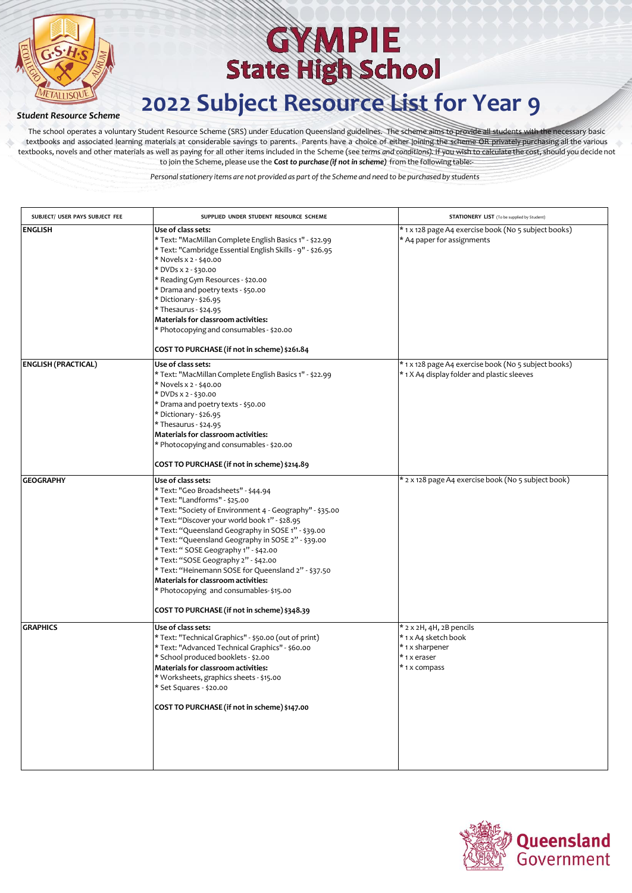# GYMPIE State High School

# 2022 Subject Resource List for Year 9

*Student Resource Scheme*

The school operates a voluntary Student Resource Scheme (SRS) under Education Queensland guidelines. The scheme aims to provide all students with the necessary basic textbooks and associated learning materials at considerable savings to parents. Parents have a choice of either joining the scheme OR privately purchasing all the various textbooks, novels and other materials as well as paying for all other items included in the Scheme (see *terms and conditions*). If you wish to calculate the cost, should you decide not to join the Scheme, please use the ***Cost to purchase (if not in scheme)*** from the following table:-

*Personal stationery items are not provided as part of the Scheme and need to be purchased by students*

| SUBJECT/ USER PAYS SUBJECT FEE | SUPPLIED UNDER STUDENT RESOURCE SCHEME | STATIONERY LIST (To be supplied by Student) |
|---|---|---|
| **ENGLISH** | **Use of class sets:**<br>* Text: "MacMillan Complete English Basics 1" - $22.99<br>* Text: "Cambridge Essential English Skills - 9" - $26.95<br>* Novels x 2 - $40.00<br>* DVDs x 2 - $30.00<br>* Reading Gym Resources - $20.00<br>* Drama and poetry texts - $50.00<br>* Dictionary - $26.95<br>* Thesaurus - $24.95<br>**Materials for classroom activities:**<br>* Photocopying and consumables - $20.00<br><br>**COST TO PURCHASE (if not in scheme) $261.84** | * 1 x 128 page A4 exercise book (No 5 subject books)<br>* A4 paper for assignments |
| **ENGLISH (PRACTICAL)** | **Use of class sets:**<br>* Text: "MacMillan Complete English Basics 1" - $22.99<br>* Novels x 2 - $40.00<br>* DVDs x 2 - $30.00<br>* Drama and poetry texts - $50.00<br>* Dictionary - $26.95<br>* Thesaurus - $24.95<br>**Materials for classroom activities:**<br>* Photocopying and consumables - $20.00<br><br>**COST TO PURCHASE (if not in scheme) $214.89** | * 1 x 128 page A4 exercise book (No 5 subject books)<br>* 1 X A4 display folder and plastic sleeves |
| **GEOGRAPHY** | **Use of class sets:**<br>* Text: "Geo Broadsheets" - $44.94<br>* Text: "Landforms" - $25.00<br>* Text: "Society of Environment 4 - Geography" - $35.00<br>* Text: "Discover your world book 1" - $28.95<br>* Text: "Queensland Geography in SOSE 1" - $39.00<br>* Text: "Queensland Geography in SOSE 2" - $39.00<br>* Text: " SOSE Geography 1" - $42.00<br>* Text: "SOSE Geography 2" - $42.00<br>* Text: "Heinemann SOSE for Queensland 2" - $37.50<br>**Materials for classroom activities:**<br>* Photocopying and consumables- $15.00<br><br>**COST TO PURCHASE (if not in scheme) $348.39** | * 2 x 128 page A4 exercise book (No 5 subject book) |
| **GRAPHICS** | **Use of class sets:**<br>* Text: "Technical Graphics" - $50.00 (out of print)<br>* Text: "Advanced Technical Graphics" - $60.00<br>* School produced booklets - $2.00<br>**Materials for classroom activities:**<br>* Worksheets, graphics sheets - $15.00<br>* Set Squares - $20.00<br><br>**COST TO PURCHASE (if not in scheme) $147.00** | * 2 x 2H, 4H, 2B pencils<br>* 1 x A4 sketch book<br>* 1 x sharpener<br>* 1 x eraser<br>* 1 x compass |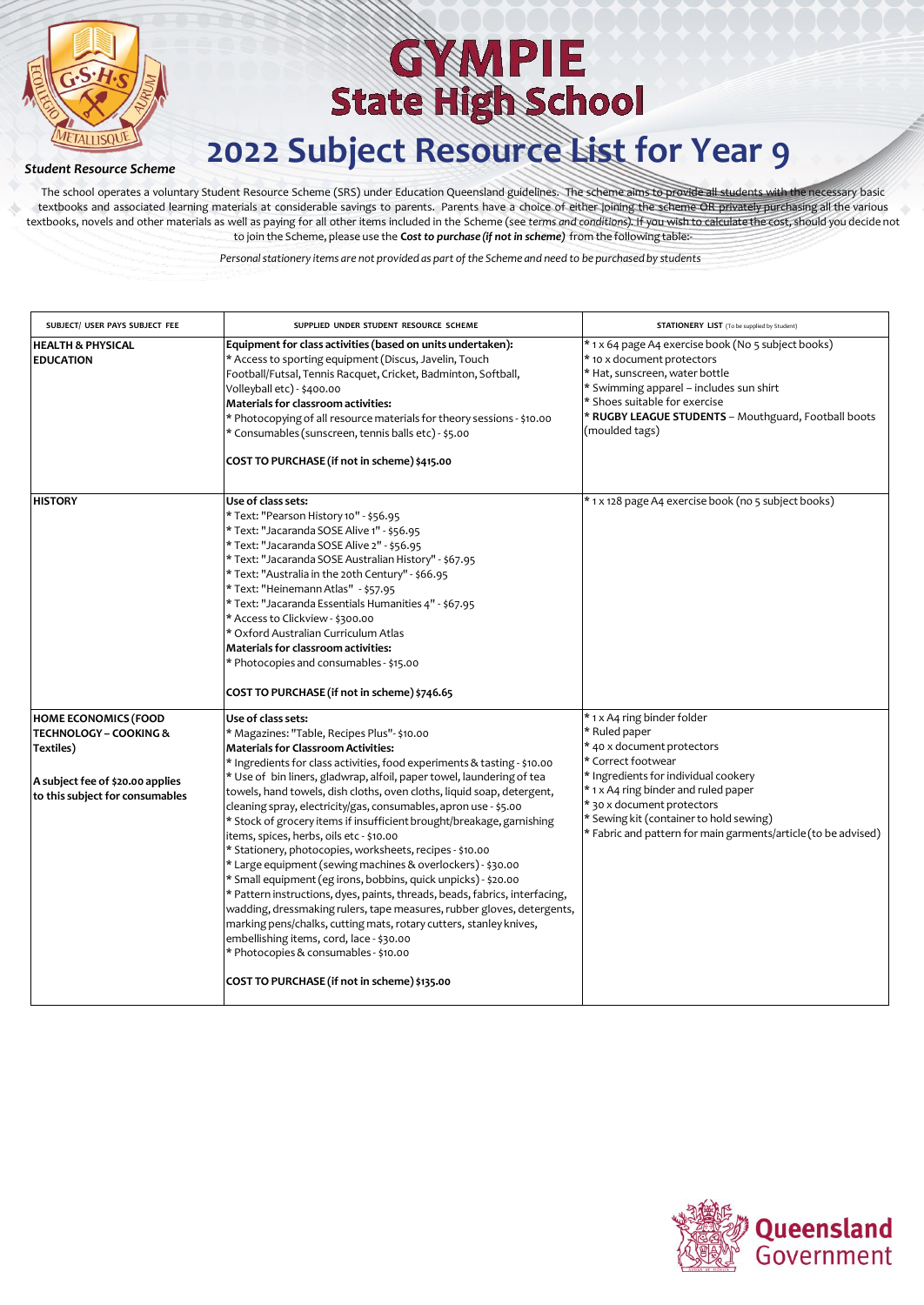# GYMPIE State High School

# 2022 Subject Resource List for Year 9

## *Student Resource Scheme*

The school operates a voluntary Student Resource Scheme (SRS) under Education Queensland guidelines. The scheme aims to provide all students with the necessary basic textbooks and associated learning materials at considerable savings to parents. Parents have a choice of either joining the scheme OR privately purchasing all the various textbooks, novels and other materials as well as paying for all other items included in the Scheme (see *terms and conditions).* If you wish to calculate the cost, should you decide not to join the Scheme, please use the ***Cost to purchase (if not in scheme)*** from the following table:-

*Personal stationery items are not provided as part of the Scheme and need to be purchased by students*

| SUBJECT/ USER PAYS SUBJECT FEE | SUPPLIED UNDER STUDENT RESOURCE SCHEME | STATIONERY LIST (To be supplied by Student) |
|---|---|---|
| **HEALTH & PHYSICAL EDUCATION** | **Equipment for class activities (based on units undertaken):**<br>* Access to sporting equipment (Discus, Javelin, Touch Football/Futsal, Tennis Racquet, Cricket, Badminton, Softball, Volleyball etc) - $400.00<br>**Materials for classroom activities:**<br>* Photocopying of all resource materials for theory sessions - $10.00<br>* Consumables (sunscreen, tennis balls etc) - $5.00<br><br>**COST TO PURCHASE (if not in scheme) $415.00** | * 1 x 64 page A4 exercise book (No 5 subject books)<br>* 10 x document protectors<br>* Hat, sunscreen, water bottle<br>* Swimming apparel – includes sun shirt<br>* Shoes suitable for exercise<br>* **RUGBY LEAGUE STUDENTS** – Mouthguard, Football boots (moulded tags) |
| **HISTORY** | **Use of class sets:**<br>* Text: "Pearson History 10" - $56.95<br>* Text: "Jacaranda SOSE Alive 1" - $56.95<br>* Text: "Jacaranda SOSE Alive 2" - $56.95<br>* Text: "Jacaranda SOSE Australian History" - $67.95<br>* Text: "Australia in the 20th Century" - $66.95<br>* Text: "Heinemann Atlas" - $57.95<br>* Text: "Jacaranda Essentials Humanities 4" - $67.95<br>* Access to Clickview - $300.00<br>* Oxford Australian Curriculum Atlas<br>**Materials for classroom activities:**<br>* Photocopies and consumables - $15.00<br><br>**COST TO PURCHASE (if not in scheme) $746.65** | * 1 x 128 page A4 exercise book (no 5 subject books) |
| **HOME ECONOMICS (FOOD TECHNOLOGY – COOKING & Textiles)**<br><br>**A subject fee of $20.00 applies to this subject for consumables** | **Use of class sets:**<br>* Magazines: "Table, Recipes Plus"- $10.00<br>**Materials for Classroom Activities:**<br>* Ingredients for class activities, food experiments & tasting - $10.00<br>* Use of bin liners, gladwrap, alfoil, paper towel, laundering of tea towels, hand towels, dish cloths, oven cloths, liquid soap, detergent, cleaning spray, electricity/gas, consumables, apron use - $5.00<br>* Stock of grocery items if insufficient brought/breakage, garnishing items, spices, herbs, oils etc - $10.00<br>* Stationery, photocopies, worksheets, recipes - $10.00<br>* Large equipment (sewing machines & overlockers) - $30.00<br>* Small equipment (eg irons, bobbins, quick unpicks) - $20.00<br>* Pattern instructions, dyes, paints, threads, beads, fabrics, interfacing, wadding, dressmaking rulers, tape measures, rubber gloves, detergents, marking pens/chalks, cutting mats, rotary cutters, stanley knives, embellishing items, cord, lace - $30.00<br>* Photocopies & consumables - $10.00<br><br>**COST TO PURCHASE (if not in scheme) $135.00** | * 1 x A4 ring binder folder<br>* Ruled paper<br>* 40 x document protectors<br>* Correct footwear<br>* Ingredients for individual cookery<br>* 1 x A4 ring binder and ruled paper<br>* 30 x document protectors<br>* Sewing kit (container to hold sewing)<br>* Fabric and pattern for main garments/article (to be advised) |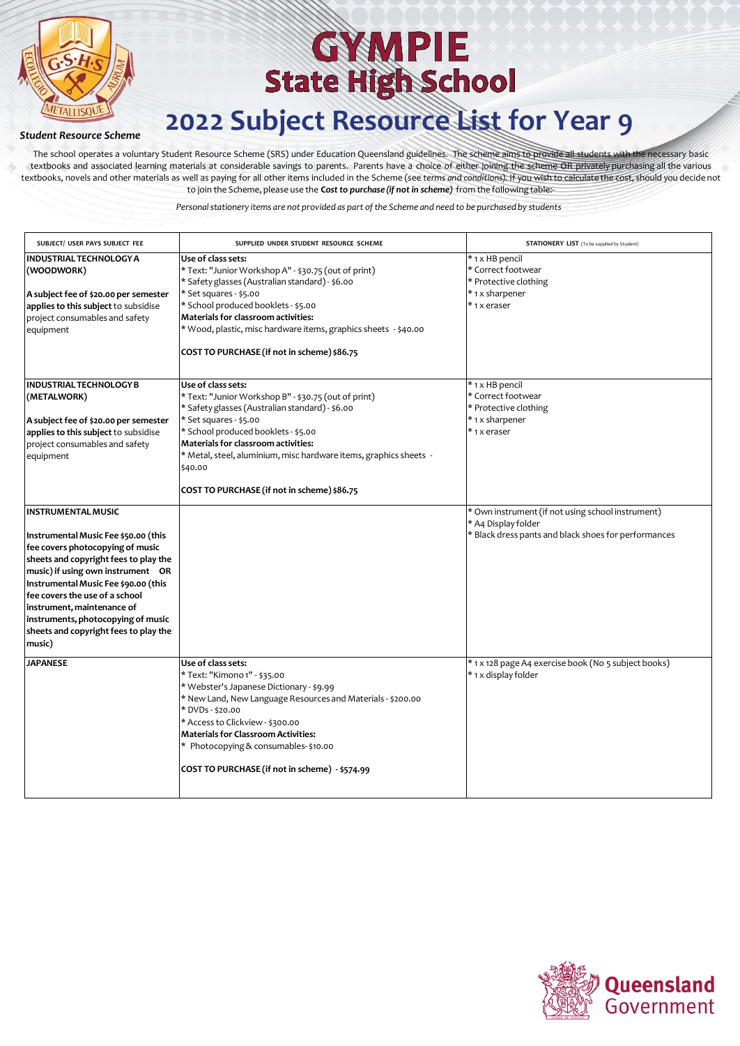# GYMPIE State High School

# 2022 Subject Resource List for Year 9

*Student Resource Scheme*

The school operates a voluntary Student Resource Scheme (SRS) under Education Queensland guidelines. The scheme aims to provide all students with the necessary basic textbooks and associated learning materials at considerable savings to parents. Parents have a choice of either joining the scheme OR privately purchasing all the various textbooks, novels and other materials as well as paying for all other items included in the Scheme (see *terms and conditions*). If you wish to calculate the cost, should you decide not to join the Scheme, please use the ***Cost to purchase (if not in scheme)*** from the following table:-

*Personal stationery items are not provided as part of the Scheme and need to be purchased by students*

| SUBJECT/ USER PAYS SUBJECT FEE | SUPPLIED UNDER STUDENT RESOURCE SCHEME | STATIONERY LIST (To be supplied by Student) |
|---|---|---|
| **INDUSTRIAL TECHNOLOGY A (WOODWORK)**<br><br>**A subject fee of $20.00 per semester applies to this subject** to subsidise project consumables and safety equipment | **Use of class sets:**<br>* Text: "Junior Workshop A" - $30.75 (out of print)<br>* Safety glasses (Australian standard) - $6.00<br>* Set squares - $5.00<br>* School produced booklets - $5.00<br>**Materials for classroom activities:**<br>* Wood, plastic, misc hardware items, graphics sheets - $40.00<br><br>**COST TO PURCHASE (if not in scheme) $86.75** | * 1 x HB pencil<br>* Correct footwear<br>* Protective clothing<br>* 1 x sharpener<br>* 1 x eraser |
| **INDUSTRIAL TECHNOLOGY B (METALWORK)**<br><br>**A subject fee of $20.00 per semester applies to this subject** to subsidise project consumables and safety equipment | **Use of class sets:**<br>* Text: "Junior Workshop B" - $30.75 (out of print)<br>* Safety glasses (Australian standard) - $6.00<br>* Set squares - $5.00<br>* School produced booklets - $5.00<br>**Materials for classroom activities:**<br>* Metal, steel, aluminium, misc hardware items, graphics sheets - $40.00<br><br>**COST TO PURCHASE (if not in scheme) $86.75** | * 1 x HB pencil<br>* Correct footwear<br>* Protective clothing<br>* 1 x sharpener<br>* 1 x eraser |
| **INSTRUMENTAL MUSIC**<br><br>**Instrumental Music Fee $50.00 (this fee covers photocopying of music sheets and copyright fees to play the music) if using own instrument OR Instrumental Music Fee $90.00 (this fee covers the use of a school instrument, maintenance of instruments, photocopying of music sheets and copyright fees to play the music)** | | * Own instrument (if not using school instrument)<br>* A4 Display folder<br>* Black dress pants and black shoes for performances |
| **JAPANESE** | **Use of class sets:**<br>* Text: "Kimono 1" - $35.00<br>* Webster's Japanese Dictionary - $9.99<br>* New Land, New Language Resources and Materials - $200.00<br>* DVDs - $20.00<br>* Access to Clickview - $300.00<br>**Materials for Classroom Activities:**<br>* Photocopying & consumables - $10.00<br><br>**COST TO PURCHASE (if not in scheme) - $574.99** | * 1 x 128 page A4 exercise book (No 5 subject books)<br>* 1 x display folder |

Queensland Government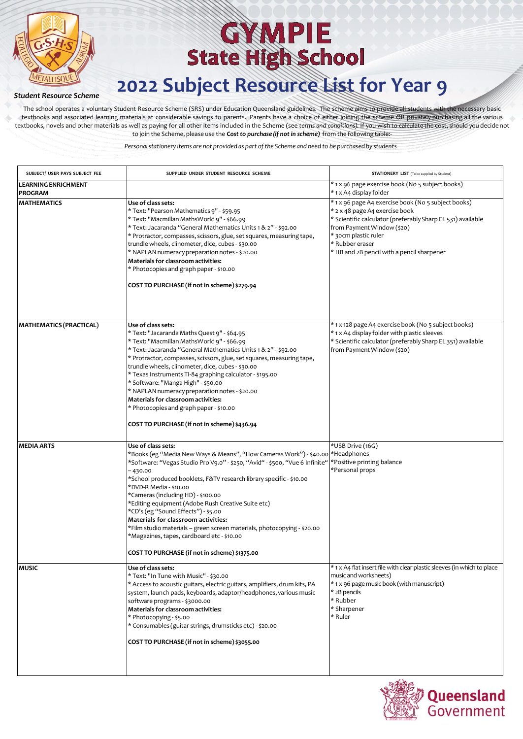# GYMPIE State High School

# 2022 Subject Resource List for Year 9

***Student Resource Scheme***

The school operates a voluntary Student Resource Scheme (SRS) under Education Queensland guidelines. The scheme aims to provide all students with the necessary basic textbooks and associated learning materials at considerable savings to parents. Parents have a choice of either joining the scheme OR privately purchasing all the various textbooks, novels and other materials as well as paying for all other items included in the Scheme (see *terms and conditions*). If you wish to calculate the cost, should you decide not to join the Scheme, please use the ***Cost to purchase (if not in scheme)*** from the following table:-

*Personal stationery items are not provided as part of the Scheme and need to be purchased by students*

| SUBJECT/ USER PAYS SUBJECT FEE | SUPPLIED UNDER STUDENT RESOURCE SCHEME | STATIONERY LIST (To be supplied by Student) |
|---|---|---|
| **LEARNING ENRICHMENT PROGRAM** | | * 1 x 96 page exercise book (No 5 subject books)<br>* 1 x A4 display folder |
| **MATHEMATICS** | **Use of class sets:**<br>* Text: "Pearson Mathematics 9" - $59.95<br>* Text: "Macmillan MathsWorld 9" - $66.99<br>* Text: Jacaranda "General Mathematics Units 1 & 2" - $92.00<br>* Protractor, compasses, scissors, glue, set squares, measuring tape, trundle wheels, clinometer, dice, cubes - $30.00<br>* NAPLAN numeracy preparation notes - $20.00<br>**Materials for classroom activities:**<br>* Photocopies and graph paper - $10.00<br><br>**COST TO PURCHASE (if not in scheme) $279.94** | * 1 x 96 page A4 exercise book (No 5 subject books)<br>* 2 x 48 page A4 exercise book<br>* Scientific calculator (preferably Sharp EL 531) available from Payment Window ($20)<br>* 30cm plastic ruler<br>* Rubber eraser<br>* HB and 2B pencil with a pencil sharpener |
| **MATHEMATICS (PRACTICAL)** | **Use of class sets:**<br>* Text: "Jacaranda Maths Quest 9" - $64.95<br>* Text: "Macmillan MathsWorld 9" - $66.99<br>* Text: Jacaranda "General Mathematics Units 1 & 2" - $92.00<br>* Protractor, compasses, scissors, glue, set squares, measuring tape, trundle wheels, clinometer, dice, cubes - $30.00<br>* Texas Instruments TI-84 graphing calculator - $195.00<br>* Software: "Manga High" - $50.00<br>* NAPLAN numeracy preparation notes - $20.00<br>**Materials for classroom activities:**<br>* Photocopies and graph paper - $10.00<br><br>**COST TO PURCHASE (if not in scheme) $436.94** | * 1 x 128 page A4 exercise book (No 5 subject books)<br>* 1 x A4 display folder with plastic sleeves<br>* Scientific calculator (preferably Sharp EL 351) available from Payment Window ($20) |
| **MEDIA ARTS** | **Use of class sets:**<br>*Books (eg "Media New Ways & Means", "How Cameras Work") - $40.00<br>*Software: "Vegas Studio Pro V9.0" - $250, "Avid" - $500, "Vue 6 Infinite" – 430.00<br>*School produced booklets, F&TV research library specific - $10.00<br>*DVD-R Media - $10.00<br>*Cameras (including HD) - $100.00<br>*Editing equipment (Adobe Rush Creative Suite etc)<br>*CD's (eg "Sound Effects") - $5.00<br>**Materials for classroom activities:**<br>*Film studio materials – green screen materials, photocopying - $20.00<br>*Magazines, tapes, cardboard etc - $10.00<br><br>**COST TO PURCHASE (if not in scheme) $1375.00** | *USB Drive (16G)<br>*Headphones<br>*Positive printing balance<br>*Personal props |
| **MUSIC** | **Use of class sets:**<br>* Text: "In Tune with Music" - $30.00<br>* Access to acoustic guitars, electric guitars, amplifiers, drum kits, PA system, launch pads, keyboards, adaptor/headphones, various music software programs - $3000.00<br>**Materials for classroom activities:**<br>* Photocopying - $5.00<br>* Consumables (guitar strings, drumsticks etc) - $20.00<br><br>**COST TO PURCHASE (if not in scheme) $3055.00** | * 1 x A4 flat insert file with clear plastic sleeves (in which to place music and worksheets)<br>* 1 x 96 page music book (with manuscript)<br>* 2B pencils<br>* Rubber<br>* Sharpener<br>* Ruler |

Queensland Government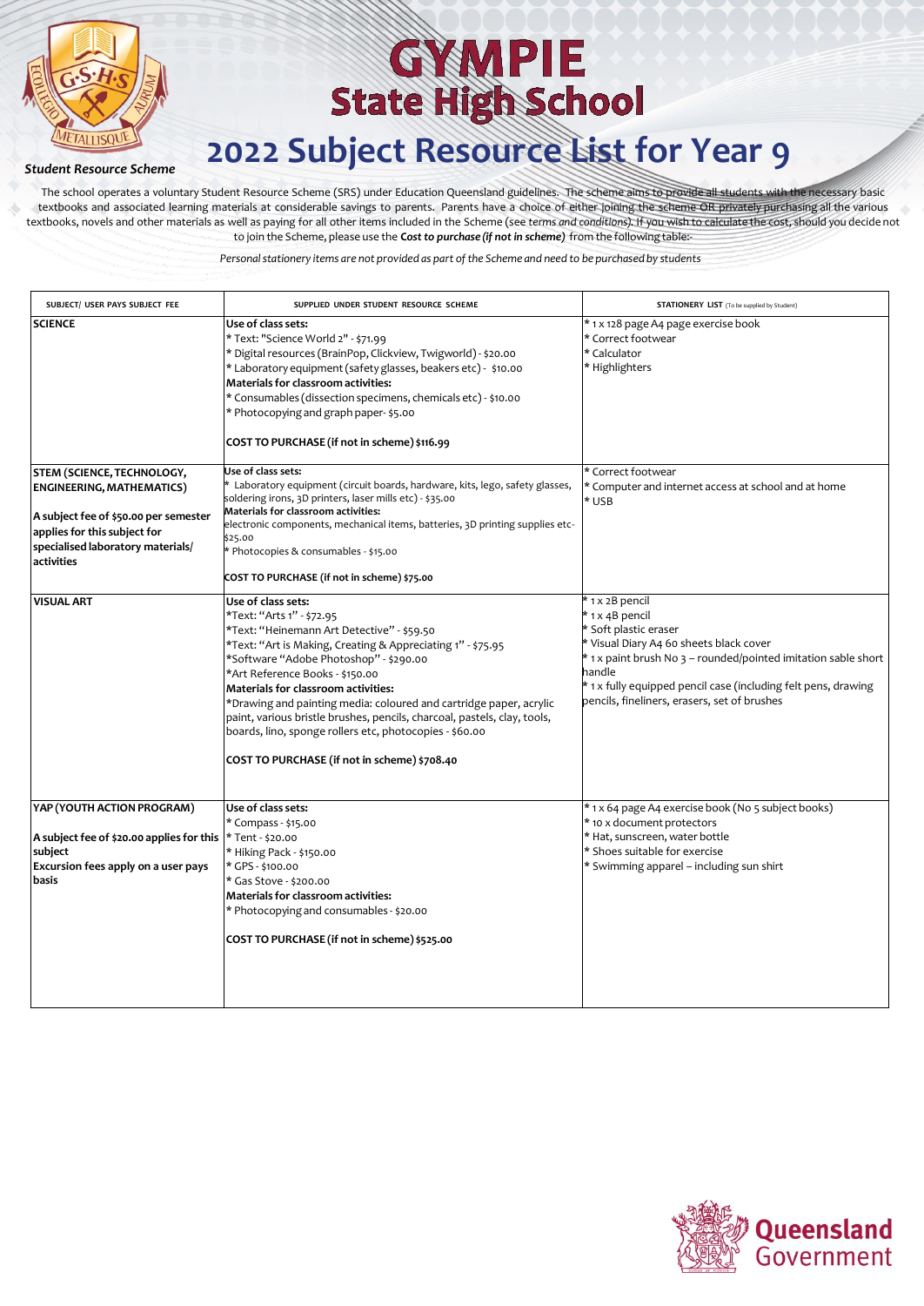# GYMPIE State High School

# 2022 Subject Resource List for Year 9

### *Student Resource Scheme*

The school operates a voluntary Student Resource Scheme (SRS) under Education Queensland guidelines. The scheme aims to provide all students with the necessary basic textbooks and associated learning materials at considerable savings to parents. Parents have a choice of either joining the scheme OR privately purchasing all the various textbooks, novels and other materials as well as paying for all other items included in the Scheme (see *terms and conditions*). If you wish to calculate the cost, should you decide not to join the Scheme, please use the ***Cost to purchase (if not in scheme)*** from the following table:-

*Personal stationery items are not provided as part of the Scheme and need to be purchased by students*

| SUBJECT/ USER PAYS SUBJECT FEE | SUPPLIED UNDER STUDENT RESOURCE SCHEME | STATIONERY LIST (To be supplied by Student) |
|---|---|---|
| **SCIENCE** | **Use of class sets:**<br>* Text: "Science World 2" - $71.99<br>* Digital resources (BrainPop, Clickview, Twigworld) - $20.00<br>* Laboratory equipment (safety glasses, beakers etc) - $10.00<br>**Materials for classroom activities:**<br>* Consumables (dissection specimens, chemicals etc) - $10.00<br>* Photocopying and graph paper- $5.00<br><br>**COST TO PURCHASE (if not in scheme) $116.99** | * 1 x 128 page A4 page exercise book<br>* Correct footwear<br>* Calculator<br>* Highlighters |
| **STEM (SCIENCE, TECHNOLOGY, ENGINEERING, MATHEMATICS)**<br><br>**A subject fee of $50.00 per semester applies for this subject for specialised laboratory materials/ activities** | **Use of class sets:**<br>* Laboratory equipment (circuit boards, hardware, kits, lego, safety glasses, soldering irons, 3D printers, laser mills etc) - $35.00<br>**Materials for classroom activities:**<br>electronic components, mechanical items, batteries, 3D printing supplies etc- $25.00<br>* Photocopies & consumables - $15.00<br><br>**COST TO PURCHASE (if not in scheme) $75.00** | * Correct footwear<br>* Computer and internet access at school and at home<br>* USB |
| **VISUAL ART** | **Use of class sets:**<br>*Text: "Arts 1" - $72.95<br>*Text: "Heinemann Art Detective" - $59.50<br>*Text: "Art is Making, Creating & Appreciating 1" - $75.95<br>*Software "Adobe Photoshop" - $290.00<br>*Art Reference Books - $150.00<br>**Materials for classroom activities:**<br>*Drawing and painting media: coloured and cartridge paper, acrylic paint, various bristle brushes, pencils, charcoal, pastels, clay, tools, boards, lino, sponge rollers etc, photocopies - $60.00<br><br>**COST TO PURCHASE (if not in scheme) $708.40** | * 1 x 2B pencil<br>* 1 x 4B pencil<br>* Soft plastic eraser<br>* Visual Diary A4 60 sheets black cover<br>* 1 x paint brush No 3 – rounded/pointed imitation sable short handle<br>* 1 x fully equipped pencil case (including felt pens, drawing pencils, fineliners, erasers, set of brushes |
| **YAP (YOUTH ACTION PROGRAM)**<br><br>**A subject fee of $20.00 applies for this subject**<br>**Excursion fees apply on a user pays basis** | **Use of class sets:**<br>* Compass - $15.00<br>* Tent - $20.00<br>* Hiking Pack - $150.00<br>* GPS - $100.00<br>* Gas Stove - $200.00<br>**Materials for classroom activities:**<br>* Photocopying and consumables - $20.00<br><br>**COST TO PURCHASE (if not in scheme) $525.00** | * 1 x 64 page A4 exercise book (No 5 subject books)<br>* 10 x document protectors<br>* Hat, sunscreen, water bottle<br>* Shoes suitable for exercise<br>* Swimming apparel – including sun shirt |